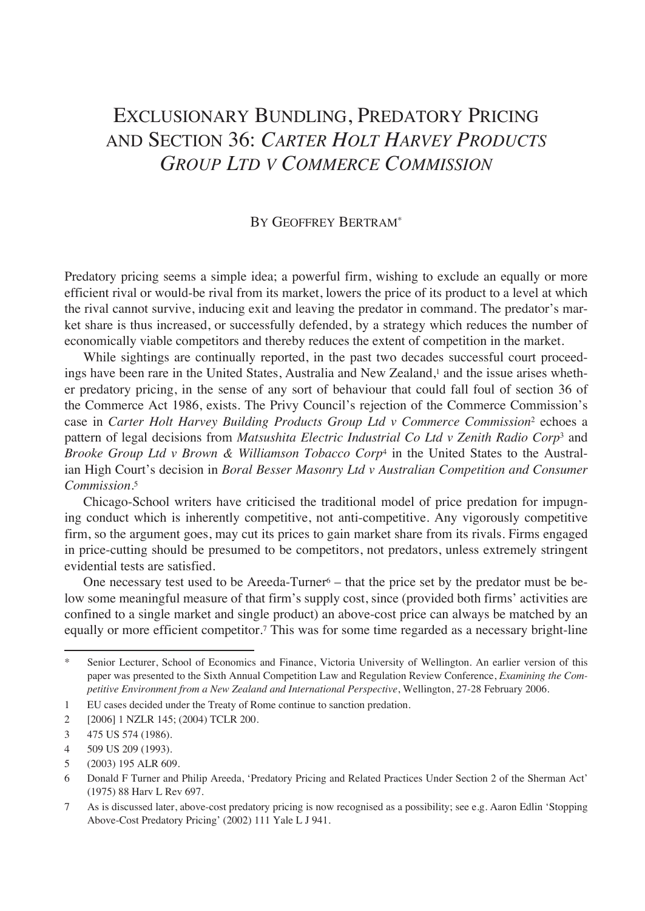# Exclusionary Bundling, Predatory Pricing and Section 36: *Carter Holt Harvey Products Group Ltd v Commerce Commission*

By Geoffrey Bertram*

Predatory pricing seems a simple idea; a powerful firm, wishing to exclude an equally or more efficient rival or would-be rival from its market, lowers the price of its product to a level at which the rival cannot survive, inducing exit and leaving the predator in command. The predator's market share is thus increased, or successfully defended, by a strategy which reduces the number of economically viable competitors and thereby reduces the extent of competition in the market.

While sightings are continually reported, in the past two decades successful court proceedings have been rare in the United States, Australia and New Zealand,[1] and the issue arises whether predatory pricing, in the sense of any sort of behaviour that could fall foul of section 36 of the Commerce Act 1986, exists. The Privy Council's rejection of the Commerce Commission's case in *Carter Holt Harvey Building Products Group Ltd v Commerce Commission*[2] echoes a pattern of legal decisions from *Matsushita Electric Industrial Co Ltd v Zenith Radio Corp*[3] and *Brooke Group Ltd v Brown & Williamson Tobacco Corp*[4] in the United States to the Australian High Court's decision in *Boral Besser Masonry Ltd v Australian Competition and Consumer Commission*.[5]

Chicago-School writers have criticised the traditional model of price predation for impugning conduct which is inherently competitive, not anti-competitive. Any vigorously competitive firm, so the argument goes, may cut its prices to gain market share from its rivals. Firms engaged in price-cutting should be presumed to be competitors, not predators, unless extremely stringent evidential tests are satisfied.

One necessary test used to be Areeda-Turner[6] – that the price set by the predator must be below some meaningful measure of that firm's supply cost, since (provided both firms' activities are confined to a single market and single product) an above-cost price can always be matched by an equally or more efficient competitor.[7] This was for some time regarded as a necessary bright-line

---

\* Senior Lecturer, School of Economics and Finance, Victoria University of Wellington. An earlier version of this paper was presented to the Sixth Annual Competition Law and Regulation Review Conference, *Examining the Competitive Environment from a New Zealand and International Perspective*, Wellington, 27-28 February 2006.

1 EU cases decided under the Treaty of Rome continue to sanction predation.

2 [2006] 1 NZLR 145; (2004) TCLR 200.

3 475 US 574 (1986).

4 509 US 209 (1993).

5 (2003) 195 ALR 609.

6 Donald F Turner and Philip Areeda, 'Predatory Pricing and Related Practices Under Section 2 of the Sherman Act' (1975) 88 Harv L Rev 697.

7 As is discussed later, above-cost predatory pricing is now recognised as a possibility; see e.g. Aaron Edlin 'Stopping Above-Cost Predatory Pricing' (2002) 111 Yale L J 941.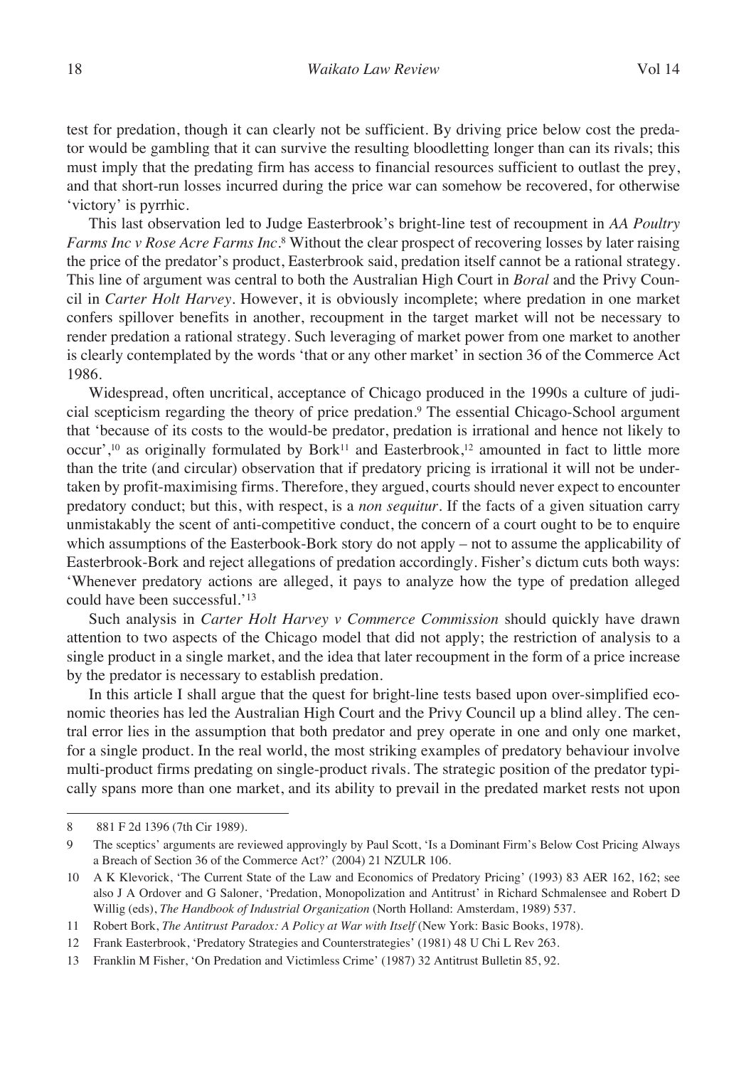test for predation, though it can clearly not be sufficient. By driving price below cost the predator would be gambling that it can survive the resulting bloodletting longer than can its rivals; this must imply that the predating firm has access to financial resources sufficient to outlast the prey, and that short-run losses incurred during the price war can somehow be recovered, for otherwise 'victory' is pyrrhic.

This last observation led to Judge Easterbrook's bright-line test of recoupment in *AA Poultry Farms Inc v Rose Acre Farms Inc*.[8] Without the clear prospect of recovering losses by later raising the price of the predator's product, Easterbrook said, predation itself cannot be a rational strategy. This line of argument was central to both the Australian High Court in *Boral* and the Privy Council in *Carter Holt Harvey*. However, it is obviously incomplete; where predation in one market confers spillover benefits in another, recoupment in the target market will not be necessary to render predation a rational strategy. Such leveraging of market power from one market to another is clearly contemplated by the words 'that or any other market' in section 36 of the Commerce Act 1986.

Widespread, often uncritical, acceptance of Chicago produced in the 1990s a culture of judicial scepticism regarding the theory of price predation.[9] The essential Chicago-School argument that 'because of its costs to the would-be predator, predation is irrational and hence not likely to occur',[10] as originally formulated by Bork[11] and Easterbrook,[12] amounted in fact to little more than the trite (and circular) observation that if predatory pricing is irrational it will not be undertaken by profit-maximising firms. Therefore, they argued, courts should never expect to encounter predatory conduct; but this, with respect, is a *non sequitur*. If the facts of a given situation carry unmistakably the scent of anti-competitive conduct, the concern of a court ought to be to enquire which assumptions of the Easterbook-Bork story do not apply – not to assume the applicability of Easterbrook-Bork and reject allegations of predation accordingly. Fisher's dictum cuts both ways: 'Whenever predatory actions are alleged, it pays to analyze how the type of predation alleged could have been successful.'[13]

Such analysis in *Carter Holt Harvey v Commerce Commission* should quickly have drawn attention to two aspects of the Chicago model that did not apply; the restriction of analysis to a single product in a single market, and the idea that later recoupment in the form of a price increase by the predator is necessary to establish predation.

In this article I shall argue that the quest for bright-line tests based upon over-simplified economic theories has led the Australian High Court and the Privy Council up a blind alley. The central error lies in the assumption that both predator and prey operate in one and only one market, for a single product. In the real world, the most striking examples of predatory behaviour involve multi-product firms predating on single-product rivals. The strategic position of the predator typically spans more than one market, and its ability to prevail in the predated market rests not upon

---

8 881 F 2d 1396 (7th Cir 1989).

9 The sceptics' arguments are reviewed approvingly by Paul Scott, 'Is a Dominant Firm's Below Cost Pricing Always a Breach of Section 36 of the Commerce Act?' (2004) 21 NZULR 106.

10 A K Klevorick, 'The Current State of the Law and Economics of Predatory Pricing' (1993) 83 AER 162, 162; see also J A Ordover and G Saloner, 'Predation, Monopolization and Antitrust' in Richard Schmalensee and Robert D Willig (eds), *The Handbook of Industrial Organization* (North Holland: Amsterdam, 1989) 537.

11 Robert Bork, *The Antitrust Paradox: A Policy at War with Itself* (New York: Basic Books, 1978).

12 Frank Easterbrook, 'Predatory Strategies and Counterstrategies' (1981) 48 U Chi L Rev 263.

13 Franklin M Fisher, 'On Predation and Victimless Crime' (1987) 32 Antitrust Bulletin 85, 92.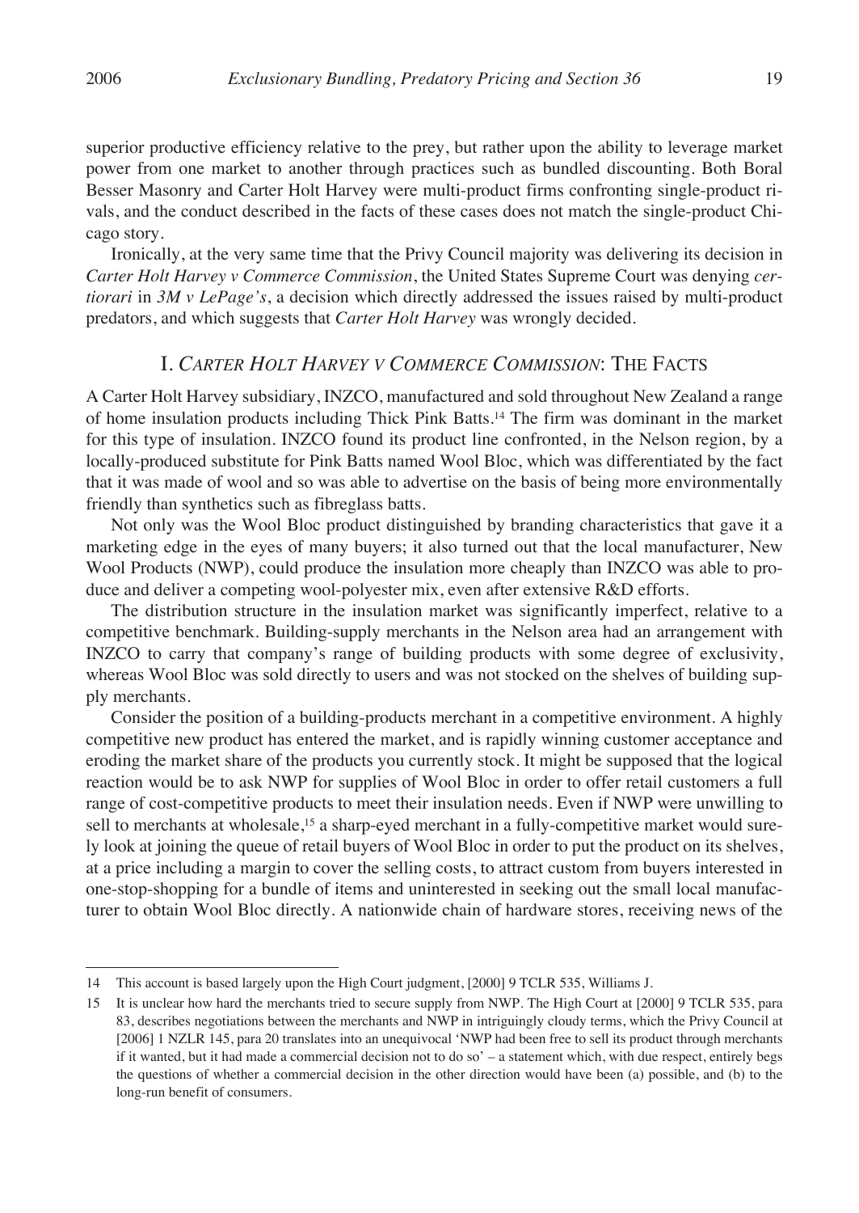superior productive efficiency relative to the prey, but rather upon the ability to leverage market power from one market to another through practices such as bundled discounting. Both Boral Besser Masonry and Carter Holt Harvey were multi-product firms confronting single-product rivals, and the conduct described in the facts of these cases does not match the single-product Chicago story.

Ironically, at the very same time that the Privy Council majority was delivering its decision in *Carter Holt Harvey v Commerce Commission*, the United States Supreme Court was denying *certiorari* in *3M v LePage's*, a decision which directly addressed the issues raised by multi-product predators, and which suggests that *Carter Holt Harvey* was wrongly decided.

## I. *Carter Holt Harvey v Commerce Commission*: The Facts

A Carter Holt Harvey subsidiary, INZCO, manufactured and sold throughout New Zealand a range of home insulation products including Thick Pink Batts.[14] The firm was dominant in the market for this type of insulation. INZCO found its product line confronted, in the Nelson region, by a locally-produced substitute for Pink Batts named Wool Bloc, which was differentiated by the fact that it was made of wool and so was able to advertise on the basis of being more environmentally friendly than synthetics such as fibreglass batts.

Not only was the Wool Bloc product distinguished by branding characteristics that gave it a marketing edge in the eyes of many buyers; it also turned out that the local manufacturer, New Wool Products (NWP), could produce the insulation more cheaply than INZCO was able to produce and deliver a competing wool-polyester mix, even after extensive R&D efforts.

The distribution structure in the insulation market was significantly imperfect, relative to a competitive benchmark. Building-supply merchants in the Nelson area had an arrangement with INZCO to carry that company's range of building products with some degree of exclusivity, whereas Wool Bloc was sold directly to users and was not stocked on the shelves of building supply merchants.

Consider the position of a building-products merchant in a competitive environment. A highly competitive new product has entered the market, and is rapidly winning customer acceptance and eroding the market share of the products you currently stock. It might be supposed that the logical reaction would be to ask NWP for supplies of Wool Bloc in order to offer retail customers a full range of cost-competitive products to meet their insulation needs. Even if NWP were unwilling to sell to merchants at wholesale,[15] a sharp-eyed merchant in a fully-competitive market would surely look at joining the queue of retail buyers of Wool Bloc in order to put the product on its shelves, at a price including a margin to cover the selling costs, to attract custom from buyers interested in one-stop-shopping for a bundle of items and uninterested in seeking out the small local manufacturer to obtain Wool Bloc directly. A nationwide chain of hardware stores, receiving news of the

---

14 This account is based largely upon the High Court judgment, [2000] 9 TCLR 535, Williams J.

15 It is unclear how hard the merchants tried to secure supply from NWP. The High Court at [2000] 9 TCLR 535, para 83, describes negotiations between the merchants and NWP in intriguingly cloudy terms, which the Privy Council at [2006] 1 NZLR 145, para 20 translates into an unequivocal 'NWP had been free to sell its product through merchants if it wanted, but it had made a commercial decision not to do so' – a statement which, with due respect, entirely begs the questions of whether a commercial decision in the other direction would have been (a) possible, and (b) to the long-run benefit of consumers.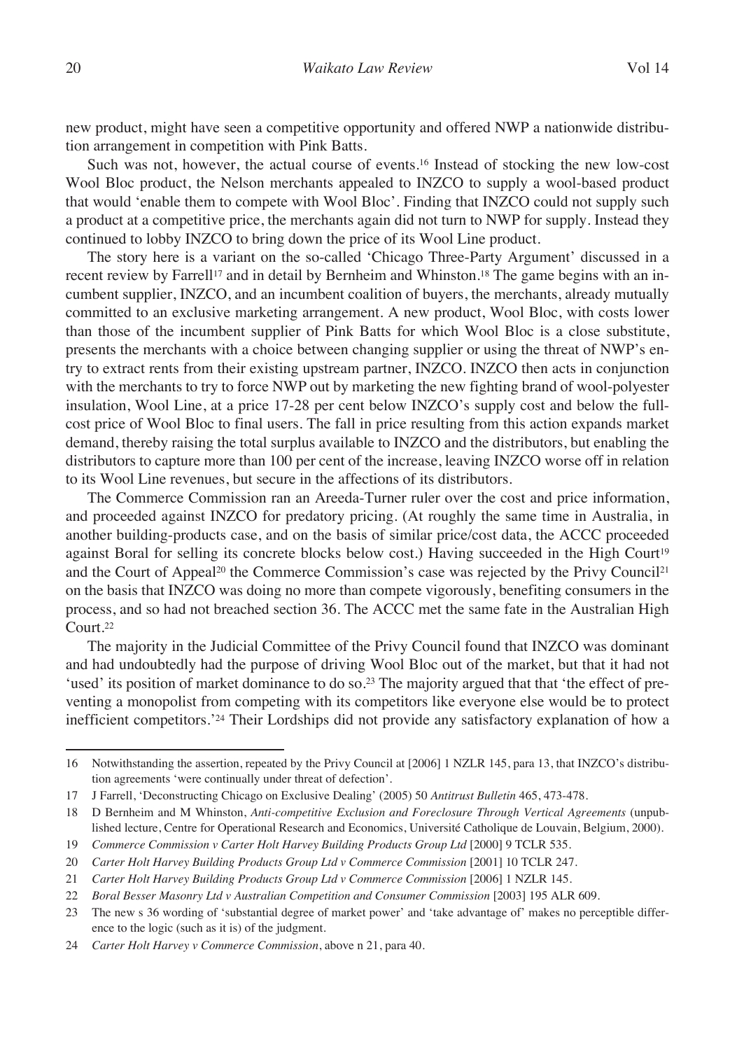new product, might have seen a competitive opportunity and offered NWP a nationwide distribution arrangement in competition with Pink Batts.

Such was not, however, the actual course of events.[16] Instead of stocking the new low-cost Wool Bloc product, the Nelson merchants appealed to INZCO to supply a wool-based product that would 'enable them to compete with Wool Bloc'. Finding that INZCO could not supply such a product at a competitive price, the merchants again did not turn to NWP for supply. Instead they continued to lobby INZCO to bring down the price of its Wool Line product.

The story here is a variant on the so-called 'Chicago Three-Party Argument' discussed in a recent review by Farrell[17] and in detail by Bernheim and Whinston.[18] The game begins with an incumbent supplier, INZCO, and an incumbent coalition of buyers, the merchants, already mutually committed to an exclusive marketing arrangement. A new product, Wool Bloc, with costs lower than those of the incumbent supplier of Pink Batts for which Wool Bloc is a close substitute, presents the merchants with a choice between changing supplier or using the threat of NWP's entry to extract rents from their existing upstream partner, INZCO. INZCO then acts in conjunction with the merchants to try to force NWP out by marketing the new fighting brand of wool-polyester insulation, Wool Line, at a price 17-28 per cent below INZCO's supply cost and below the full-cost price of Wool Bloc to final users. The fall in price resulting from this action expands market demand, thereby raising the total surplus available to INZCO and the distributors, but enabling the distributors to capture more than 100 per cent of the increase, leaving INZCO worse off in relation to its Wool Line revenues, but secure in the affections of its distributors.

The Commerce Commission ran an Areeda-Turner ruler over the cost and price information, and proceeded against INZCO for predatory pricing. (At roughly the same time in Australia, in another building-products case, and on the basis of similar price/cost data, the ACCC proceeded against Boral for selling its concrete blocks below cost.) Having succeeded in the High Court[19] and the Court of Appeal[20] the Commerce Commission's case was rejected by the Privy Council[21] on the basis that INZCO was doing no more than compete vigorously, benefiting consumers in the process, and so had not breached section 36. The ACCC met the same fate in the Australian High Court.[22]

The majority in the Judicial Committee of the Privy Council found that INZCO was dominant and had undoubtedly had the purpose of driving Wool Bloc out of the market, but that it had not 'used' its position of market dominance to do so.[23] The majority argued that that 'the effect of preventing a monopolist from competing with its competitors like everyone else would be to protect inefficient competitors.'[24] Their Lordships did not provide any satisfactory explanation of how a

---

16 Notwithstanding the assertion, repeated by the Privy Council at [2006] 1 NZLR 145, para 13, that INZCO's distribution agreements 'were continually under threat of defection'.

17 J Farrell, 'Deconstructing Chicago on Exclusive Dealing' (2005) 50 *Antitrust Bulletin* 465, 473-478.

18 D Bernheim and M Whinston, *Anti-competitive Exclusion and Foreclosure Through Vertical Agreements* (unpublished lecture, Centre for Operational Research and Economics, Université Catholique de Louvain, Belgium, 2000).

19 *Commerce Commission v Carter Holt Harvey Building Products Group Ltd* [2000] 9 TCLR 535.

20 *Carter Holt Harvey Building Products Group Ltd v Commerce Commission* [2001] 10 TCLR 247.

21 *Carter Holt Harvey Building Products Group Ltd v Commerce Commission* [2006] 1 NZLR 145.

22 *Boral Besser Masonry Ltd v Australian Competition and Consumer Commission* [2003] 195 ALR 609.

23 The new s 36 wording of 'substantial degree of market power' and 'take advantage of' makes no perceptible difference to the logic (such as it is) of the judgment.

24 *Carter Holt Harvey v Commerce Commission*, above n 21, para 40.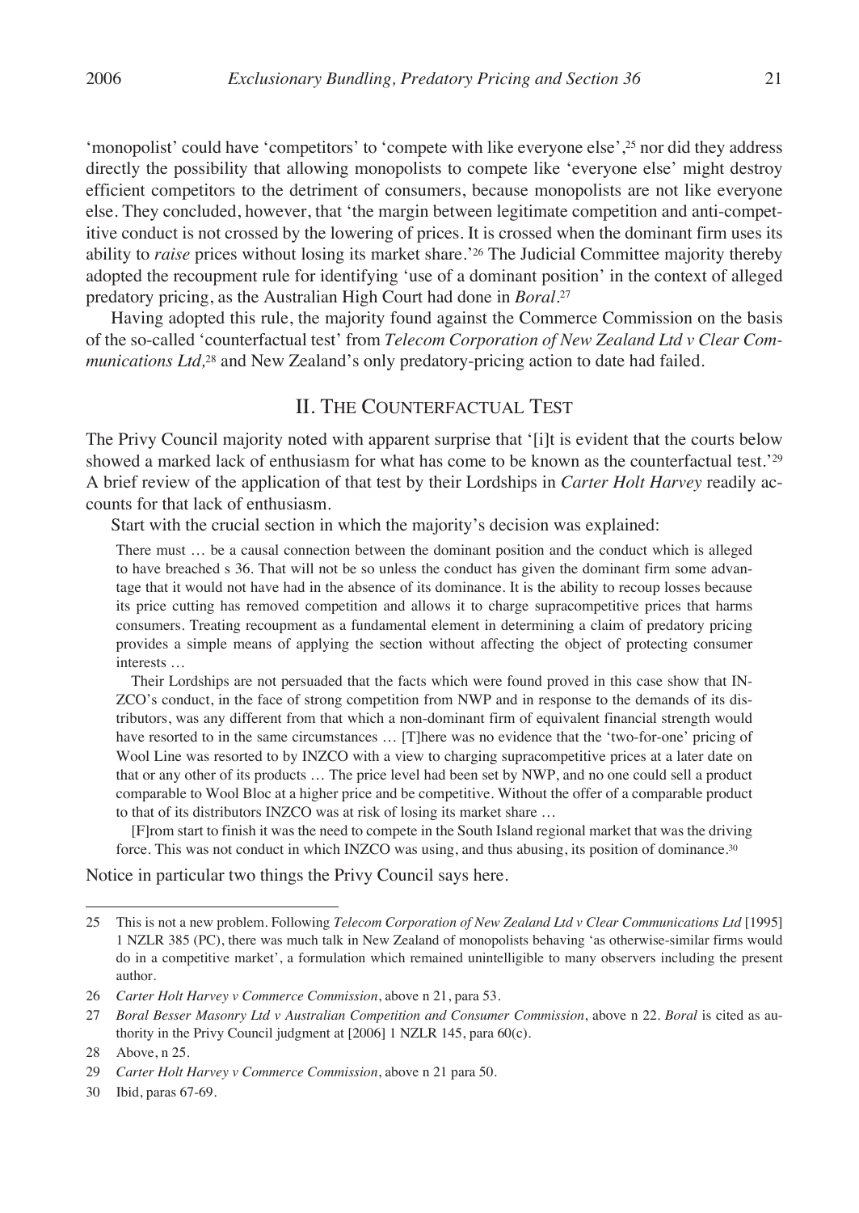'monopolist' could have 'competitors' to 'compete with like everyone else',[25] nor did they address directly the possibility that allowing monopolists to compete like 'everyone else' might destroy efficient competitors to the detriment of consumers, because monopolists are not like everyone else. They concluded, however, that 'the margin between legitimate competition and anti-competitive conduct is not crossed by the lowering of prices. It is crossed when the dominant firm uses its ability to *raise* prices without losing its market share.'[26] The Judicial Committee majority thereby adopted the recoupment rule for identifying 'use of a dominant position' in the context of alleged predatory pricing, as the Australian High Court had done in *Boral*.[27]

Having adopted this rule, the majority found against the Commerce Commission on the basis of the so-called 'counterfactual test' from *Telecom Corporation of New Zealand Ltd v Clear Communications Ltd,*[28] and New Zealand's only predatory-pricing action to date had failed.

## II. The Counterfactual Test

The Privy Council majority noted with apparent surprise that '[i]t is evident that the courts below showed a marked lack of enthusiasm for what has come to be known as the counterfactual test.'[29] A brief review of the application of that test by their Lordships in *Carter Holt Harvey* readily accounts for that lack of enthusiasm.

Start with the crucial section in which the majority's decision was explained:

> There must … be a causal connection between the dominant position and the conduct which is alleged to have breached s 36. That will not be so unless the conduct has given the dominant firm some advantage that it would not have had in the absence of its dominance. It is the ability to recoup losses because its price cutting has removed competition and allows it to charge supracompetitive prices that harms consumers. Treating recoupment as a fundamental element in determining a claim of predatory pricing provides a simple means of applying the section without affecting the object of protecting consumer interests …
>
> Their Lordships are not persuaded that the facts which were found proved in this case show that INZCO's conduct, in the face of strong competition from NWP and in response to the demands of its distributors, was any different from that which a non-dominant firm of equivalent financial strength would have resorted to in the same circumstances … [T]here was no evidence that the 'two-for-one' pricing of Wool Line was resorted to by INZCO with a view to charging supracompetitive prices at a later date on that or any other of its products … The price level had been set by NWP, and no one could sell a product comparable to Wool Bloc at a higher price and be competitive. Without the offer of a comparable product to that of its distributors INZCO was at risk of losing its market share …
>
> [F]rom start to finish it was the need to compete in the South Island regional market that was the driving force. This was not conduct in which INZCO was using, and thus abusing, its position of dominance.[30]

Notice in particular two things the Privy Council says here.

---

25 This is not a new problem. Following *Telecom Corporation of New Zealand Ltd v Clear Communications Ltd* [1995] 1 NZLR 385 (PC), there was much talk in New Zealand of monopolists behaving 'as otherwise-similar firms would do in a competitive market', a formulation which remained unintelligible to many observers including the present author.

26 *Carter Holt Harvey v Commerce Commission*, above n 21, para 53.

27 *Boral Besser Masonry Ltd v Australian Competition and Consumer Commission*, above n 22. *Boral* is cited as authority in the Privy Council judgment at [2006] 1 NZLR 145, para 60(c).

28 Above, n 25.

29 *Carter Holt Harvey v Commerce Commission*, above n 21 para 50.

30 Ibid, paras 67-69.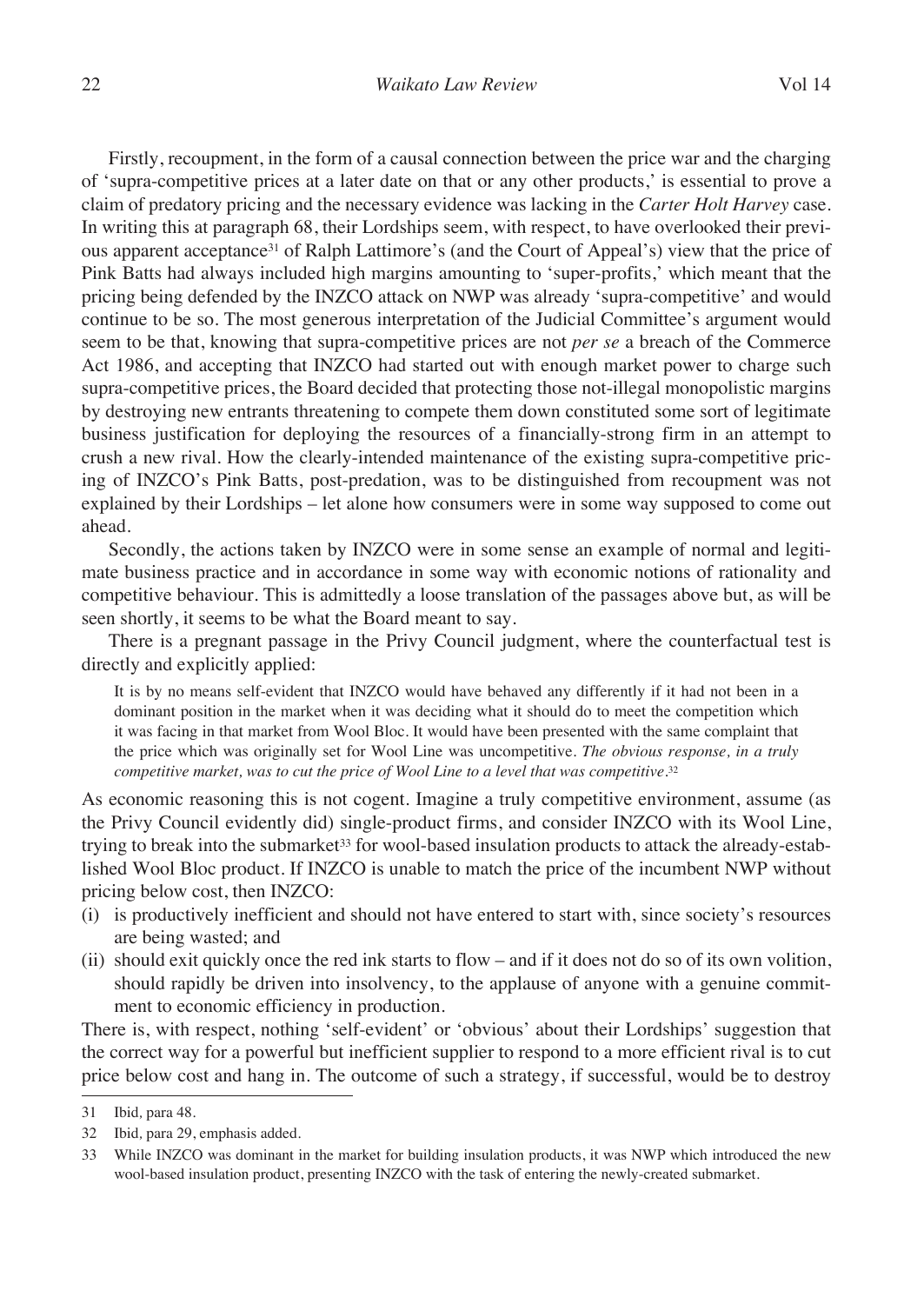Firstly, recoupment, in the form of a causal connection between the price war and the charging of 'supra-competitive prices at a later date on that or any other products,' is essential to prove a claim of predatory pricing and the necessary evidence was lacking in the *Carter Holt Harvey* case. In writing this at paragraph 68, their Lordships seem, with respect, to have overlooked their previous apparent acceptance[31] of Ralph Lattimore's (and the Court of Appeal's) view that the price of Pink Batts had always included high margins amounting to 'super-profits,' which meant that the pricing being defended by the INZCO attack on NWP was already 'supra-competitive' and would continue to be so. The most generous interpretation of the Judicial Committee's argument would seem to be that, knowing that supra-competitive prices are not *per se* a breach of the Commerce Act 1986, and accepting that INZCO had started out with enough market power to charge such supra-competitive prices, the Board decided that protecting those not-illegal monopolistic margins by destroying new entrants threatening to compete them down constituted some sort of legitimate business justification for deploying the resources of a financially-strong firm in an attempt to crush a new rival. How the clearly-intended maintenance of the existing supra-competitive pricing of INZCO's Pink Batts, post-predation, was to be distinguished from recoupment was not explained by their Lordships – let alone how consumers were in some way supposed to come out ahead.

Secondly, the actions taken by INZCO were in some sense an example of normal and legitimate business practice and in accordance in some way with economic notions of rationality and competitive behaviour. This is admittedly a loose translation of the passages above but, as will be seen shortly, it seems to be what the Board meant to say.

There is a pregnant passage in the Privy Council judgment, where the counterfactual test is directly and explicitly applied:

> It is by no means self-evident that INZCO would have behaved any differently if it had not been in a dominant position in the market when it was deciding what it should do to meet the competition which it was facing in that market from Wool Bloc. It would have been presented with the same complaint that the price which was originally set for Wool Line was uncompetitive. *The obvious response, in a truly competitive market, was to cut the price of Wool Line to a level that was competitive*.[32]

As economic reasoning this is not cogent. Imagine a truly competitive environment, assume (as the Privy Council evidently did) single-product firms, and consider INZCO with its Wool Line, trying to break into the submarket[33] for wool-based insulation products to attack the already-established Wool Bloc product. If INZCO is unable to match the price of the incumbent NWP without pricing below cost, then INZCO:

(i) is productively inefficient and should not have entered to start with, since society's resources are being wasted; and

(ii) should exit quickly once the red ink starts to flow – and if it does not do so of its own volition, should rapidly be driven into insolvency, to the applause of anyone with a genuine commitment to economic efficiency in production.

There is, with respect, nothing 'self-evident' or 'obvious' about their Lordships' suggestion that the correct way for a powerful but inefficient supplier to respond to a more efficient rival is to cut price below cost and hang in. The outcome of such a strategy, if successful, would be to destroy

---

31 Ibid, para 48.

32 Ibid, para 29, emphasis added.

33 While INZCO was dominant in the market for building insulation products, it was NWP which introduced the new wool-based insulation product, presenting INZCO with the task of entering the newly-created submarket.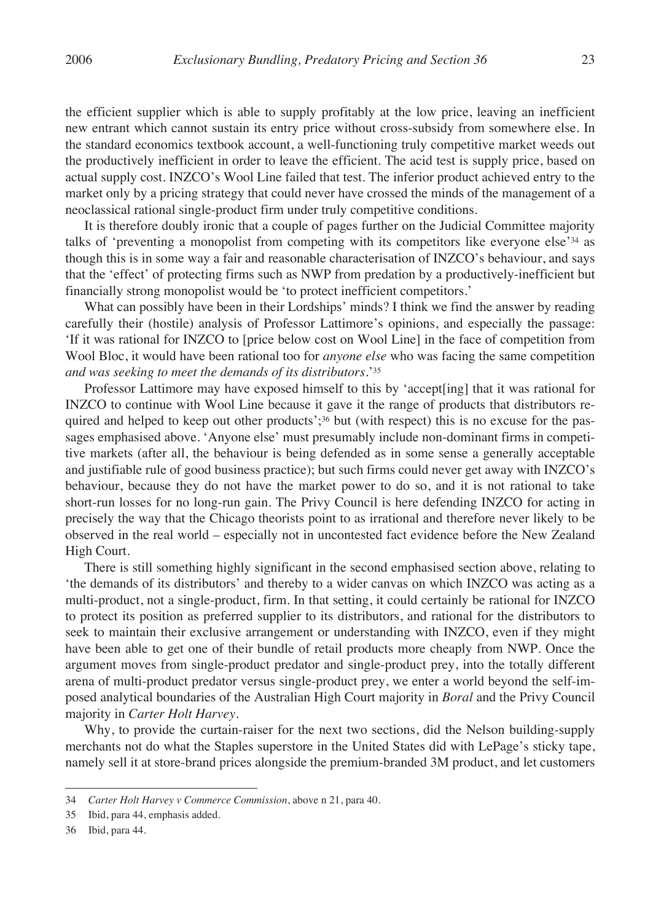the efficient supplier which is able to supply profitably at the low price, leaving an inefficient new entrant which cannot sustain its entry price without cross-subsidy from somewhere else. In the standard economics textbook account, a well-functioning truly competitive market weeds out the productively inefficient in order to leave the efficient. The acid test is supply price, based on actual supply cost. INZCO's Wool Line failed that test. The inferior product achieved entry to the market only by a pricing strategy that could never have crossed the minds of the management of a neoclassical rational single-product firm under truly competitive conditions.

It is therefore doubly ironic that a couple of pages further on the Judicial Committee majority talks of 'preventing a monopolist from competing with its competitors like everyone else'[34] as though this is in some way a fair and reasonable characterisation of INZCO's behaviour, and says that the 'effect' of protecting firms such as NWP from predation by a productively-inefficient but financially strong monopolist would be 'to protect inefficient competitors.'

What can possibly have been in their Lordships' minds? I think we find the answer by reading carefully their (hostile) analysis of Professor Lattimore's opinions, and especially the passage: 'If it was rational for INZCO to [price below cost on Wool Line] in the face of competition from Wool Bloc, it would have been rational too for *anyone else* who was facing the same competition *and was seeking to meet the demands of its distributors*.'[35]

Professor Lattimore may have exposed himself to this by 'accept[ing] that it was rational for INZCO to continue with Wool Line because it gave it the range of products that distributors required and helped to keep out other products';[36] but (with respect) this is no excuse for the passages emphasised above. 'Anyone else' must presumably include non-dominant firms in competitive markets (after all, the behaviour is being defended as in some sense a generally acceptable and justifiable rule of good business practice); but such firms could never get away with INZCO's behaviour, because they do not have the market power to do so, and it is not rational to take short-run losses for no long-run gain. The Privy Council is here defending INZCO for acting in precisely the way that the Chicago theorists point to as irrational and therefore never likely to be observed in the real world – especially not in uncontested fact evidence before the New Zealand High Court.

There is still something highly significant in the second emphasised section above, relating to 'the demands of its distributors' and thereby to a wider canvas on which INZCO was acting as a multi-product, not a single-product, firm. In that setting, it could certainly be rational for INZCO to protect its position as preferred supplier to its distributors, and rational for the distributors to seek to maintain their exclusive arrangement or understanding with INZCO, even if they might have been able to get one of their bundle of retail products more cheaply from NWP. Once the argument moves from single-product predator and single-product prey, into the totally different arena of multi-product predator versus single-product prey, we enter a world beyond the self-imposed analytical boundaries of the Australian High Court majority in *Boral* and the Privy Council majority in *Carter Holt Harvey*.

Why, to provide the curtain-raiser for the next two sections, did the Nelson building-supply merchants not do what the Staples superstore in the United States did with LePage's sticky tape, namely sell it at store-brand prices alongside the premium-branded 3M product, and let customers

---

34 *Carter Holt Harvey v Commerce Commission*, above n 21, para 40.

35 Ibid, para 44, emphasis added.

36 Ibid, para 44.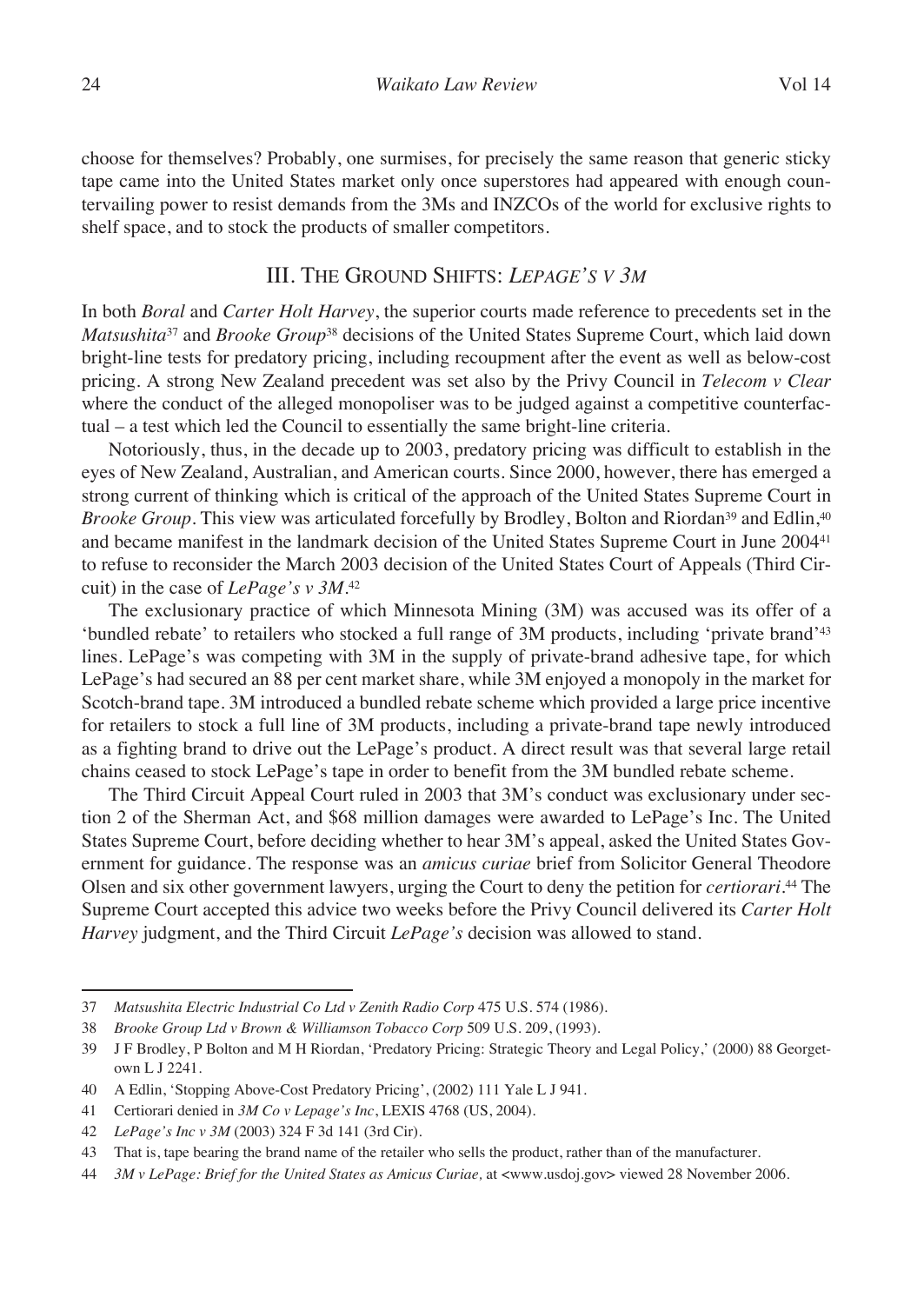choose for themselves? Probably, one surmises, for precisely the same reason that generic sticky tape came into the United States market only once superstores had appeared with enough countervailing power to resist demands from the 3Ms and INZCOs of the world for exclusive rights to shelf space, and to stock the products of smaller competitors.

## III. The Ground Shifts: *LePage's v 3M*

In both *Boral* and *Carter Holt Harvey*, the superior courts made reference to precedents set in the *Matsushita*[37] and *Brooke Group*[38] decisions of the United States Supreme Court, which laid down bright-line tests for predatory pricing, including recoupment after the event as well as below-cost pricing. A strong New Zealand precedent was set also by the Privy Council in *Telecom v Clear* where the conduct of the alleged monopoliser was to be judged against a competitive counterfactual – a test which led the Council to essentially the same bright-line criteria.

Notoriously, thus, in the decade up to 2003, predatory pricing was difficult to establish in the eyes of New Zealand, Australian, and American courts. Since 2000, however, there has emerged a strong current of thinking which is critical of the approach of the United States Supreme Court in *Brooke Group*. This view was articulated forcefully by Brodley, Bolton and Riordan[39] and Edlin,[40] and became manifest in the landmark decision of the United States Supreme Court in June 2004[41] to refuse to reconsider the March 2003 decision of the United States Court of Appeals (Third Circuit) in the case of *LePage's v 3M*.[42]

The exclusionary practice of which Minnesota Mining (3M) was accused was its offer of a 'bundled rebate' to retailers who stocked a full range of 3M products, including 'private brand'[43] lines. LePage's was competing with 3M in the supply of private-brand adhesive tape, for which LePage's had secured an 88 per cent market share, while 3M enjoyed a monopoly in the market for Scotch-brand tape. 3M introduced a bundled rebate scheme which provided a large price incentive for retailers to stock a full line of 3M products, including a private-brand tape newly introduced as a fighting brand to drive out the LePage's product. A direct result was that several large retail chains ceased to stock LePage's tape in order to benefit from the 3M bundled rebate scheme.

The Third Circuit Appeal Court ruled in 2003 that 3M's conduct was exclusionary under section 2 of the Sherman Act, and $68 million damages were awarded to LePage's Inc. The United States Supreme Court, before deciding whether to hear 3M's appeal, asked the United States Government for guidance. The response was an *amicus curiae* brief from Solicitor General Theodore Olsen and six other government lawyers, urging the Court to deny the petition for *certiorari*.[44] The Supreme Court accepted this advice two weeks before the Privy Council delivered its *Carter Holt Harvey* judgment, and the Third Circuit *LePage's* decision was allowed to stand.

---

37 *Matsushita Electric Industrial Co Ltd v Zenith Radio Corp* 475 U.S. 574 (1986).

38 *Brooke Group Ltd v Brown & Williamson Tobacco Corp* 509 U.S. 209, (1993).

39 J F Brodley, P Bolton and M H Riordan, 'Predatory Pricing: Strategic Theory and Legal Policy,' (2000) 88 Georgetown L J 2241.

40 A Edlin, 'Stopping Above-Cost Predatory Pricing', (2002) 111 Yale L J 941.

41 Certiorari denied in *3M Co v Lepage's Inc*, LEXIS 4768 (US, 2004).

42 *LePage's Inc v 3M* (2003) 324 F 3d 141 (3rd Cir).

43 That is, tape bearing the brand name of the retailer who sells the product, rather than of the manufacturer.

44 *3M v LePage: Brief for the United States as Amicus Curiae,* at <www.usdoj.gov> viewed 28 November 2006.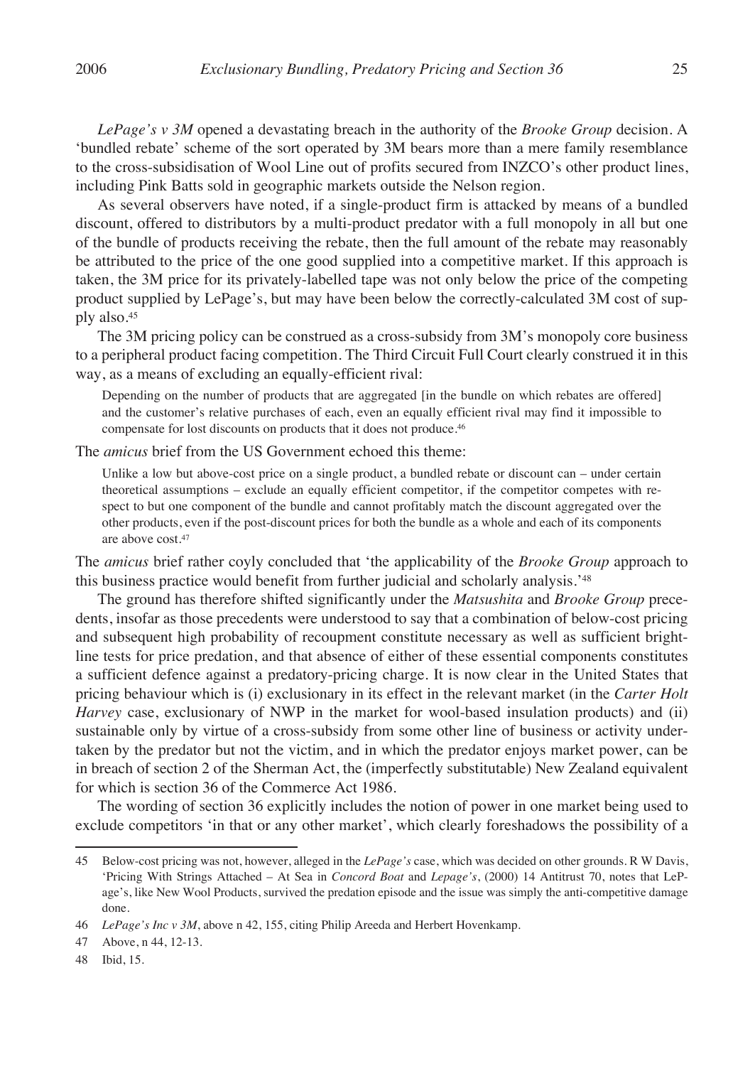*LePage's v 3M* opened a devastating breach in the authority of the *Brooke Group* decision. A 'bundled rebate' scheme of the sort operated by 3M bears more than a mere family resemblance to the cross-subsidisation of Wool Line out of profits secured from INZCO's other product lines, including Pink Batts sold in geographic markets outside the Nelson region.

As several observers have noted, if a single-product firm is attacked by means of a bundled discount, offered to distributors by a multi-product predator with a full monopoly in all but one of the bundle of products receiving the rebate, then the full amount of the rebate may reasonably be attributed to the price of the one good supplied into a competitive market. If this approach is taken, the 3M price for its privately-labelled tape was not only below the price of the competing product supplied by LePage's, but may have been below the correctly-calculated 3M cost of supply also.[45]

The 3M pricing policy can be construed as a cross-subsidy from 3M's monopoly core business to a peripheral product facing competition. The Third Circuit Full Court clearly construed it in this way, as a means of excluding an equally-efficient rival:

> Depending on the number of products that are aggregated [in the bundle on which rebates are offered] and the customer's relative purchases of each, even an equally efficient rival may find it impossible to compensate for lost discounts on products that it does not produce.[46]

The *amicus* brief from the US Government echoed this theme:

> Unlike a low but above-cost price on a single product, a bundled rebate or discount can – under certain theoretical assumptions – exclude an equally efficient competitor, if the competitor competes with respect to but one component of the bundle and cannot profitably match the discount aggregated over the other products, even if the post-discount prices for both the bundle as a whole and each of its components are above cost.[47]

The *amicus* brief rather coyly concluded that 'the applicability of the *Brooke Group* approach to this business practice would benefit from further judicial and scholarly analysis.'[48]

The ground has therefore shifted significantly under the *Matsushita* and *Brooke Group* precedents, insofar as those precedents were understood to say that a combination of below-cost pricing and subsequent high probability of recoupment constitute necessary as well as sufficient bright-line tests for price predation, and that absence of either of these essential components constitutes a sufficient defence against a predatory-pricing charge. It is now clear in the United States that pricing behaviour which is (i) exclusionary in its effect in the relevant market (in the *Carter Holt Harvey* case, exclusionary of NWP in the market for wool-based insulation products) and (ii) sustainable only by virtue of a cross-subsidy from some other line of business or activity undertaken by the predator but not the victim, and in which the predator enjoys market power, can be in breach of section 2 of the Sherman Act, the (imperfectly substitutable) New Zealand equivalent for which is section 36 of the Commerce Act 1986.

The wording of section 36 explicitly includes the notion of power in one market being used to exclude competitors 'in that or any other market', which clearly foreshadows the possibility of a

---

45 Below-cost pricing was not, however, alleged in the *LePage's* case, which was decided on other grounds. R W Davis, 'Pricing With Strings Attached – At Sea in *Concord Boat* and *Lepage's*, (2000) 14 Antitrust 70, notes that LePage's, like New Wool Products, survived the predation episode and the issue was simply the anti-competitive damage done.

46 *LePage's Inc v 3M*, above n 42, 155, citing Philip Areeda and Herbert Hovenkamp.

47 Above, n 44, 12-13.

48 Ibid, 15.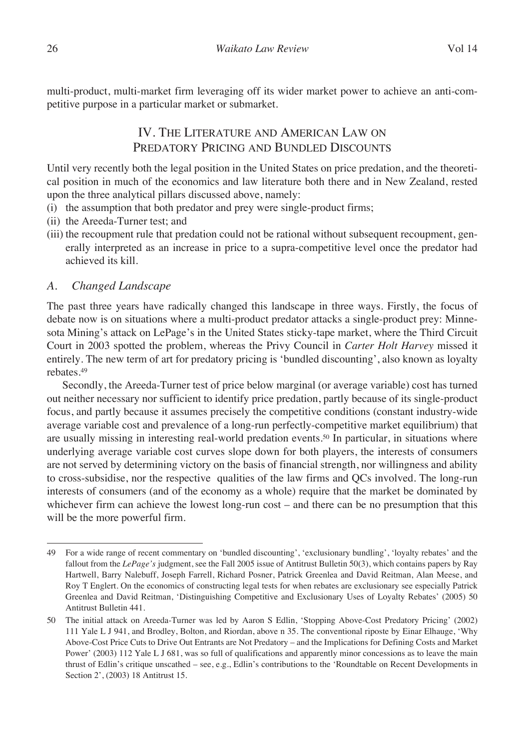multi-product, multi-market firm leveraging off its wider market power to achieve an anti-competitive purpose in a particular market or submarket.

## IV. The Literature and American Law on Predatory Pricing and Bundled Discounts

Until very recently both the legal position in the United States on price predation, and the theoretical position in much of the economics and law literature both there and in New Zealand, rested upon the three analytical pillars discussed above, namely:

(i) the assumption that both predator and prey were single-product firms;

(ii) the Areeda-Turner test; and

(iii) the recoupment rule that predation could not be rational without subsequent recoupment, generally interpreted as an increase in price to a supra-competitive level once the predator had achieved its kill.

### *A. Changed Landscape*

The past three years have radically changed this landscape in three ways. Firstly, the focus of debate now is on situations where a multi-product predator attacks a single-product prey: Minnesota Mining's attack on LePage's in the United States sticky-tape market, where the Third Circuit Court in 2003 spotted the problem, whereas the Privy Council in *Carter Holt Harvey* missed it entirely. The new term of art for predatory pricing is 'bundled discounting', also known as loyalty rebates.[49]

Secondly, the Areeda-Turner test of price below marginal (or average variable) cost has turned out neither necessary nor sufficient to identify price predation, partly because of its single-product focus, and partly because it assumes precisely the competitive conditions (constant industry-wide average variable cost and prevalence of a long-run perfectly-competitive market equilibrium) that are usually missing in interesting real-world predation events.[50] In particular, in situations where underlying average variable cost curves slope down for both players, the interests of consumers are not served by determining victory on the basis of financial strength, nor willingness and ability to cross-subsidise, nor the respective qualities of the law firms and QCs involved. The long-run interests of consumers (and of the economy as a whole) require that the market be dominated by whichever firm can achieve the lowest long-run cost – and there can be no presumption that this will be the more powerful firm.

---

49 For a wide range of recent commentary on 'bundled discounting', 'exclusionary bundling', 'loyalty rebates' and the fallout from the *LePage's* judgment, see the Fall 2005 issue of Antitrust Bulletin 50(3), which contains papers by Ray Hartwell, Barry Nalebuff, Joseph Farrell, Richard Posner, Patrick Greenlea and David Reitman, Alan Meese, and Roy T Englert. On the economics of constructing legal tests for when rebates are exclusionary see especially Patrick Greenlea and David Reitman, 'Distinguishing Competitive and Exclusionary Uses of Loyalty Rebates' (2005) 50 Antitrust Bulletin 441.

50 The initial attack on Areeda-Turner was led by Aaron S Edlin, 'Stopping Above-Cost Predatory Pricing' (2002) 111 Yale L J 941, and Brodley, Bolton, and Riordan, above n 35. The conventional riposte by Einar Elhauge, 'Why Above-Cost Price Cuts to Drive Out Entrants are Not Predatory – and the Implications for Defining Costs and Market Power' (2003) 112 Yale L J 681, was so full of qualifications and apparently minor concessions as to leave the main thrust of Edlin's critique unscathed – see, e.g., Edlin's contributions to the 'Roundtable on Recent Developments in Section 2', (2003) 18 Antitrust 15.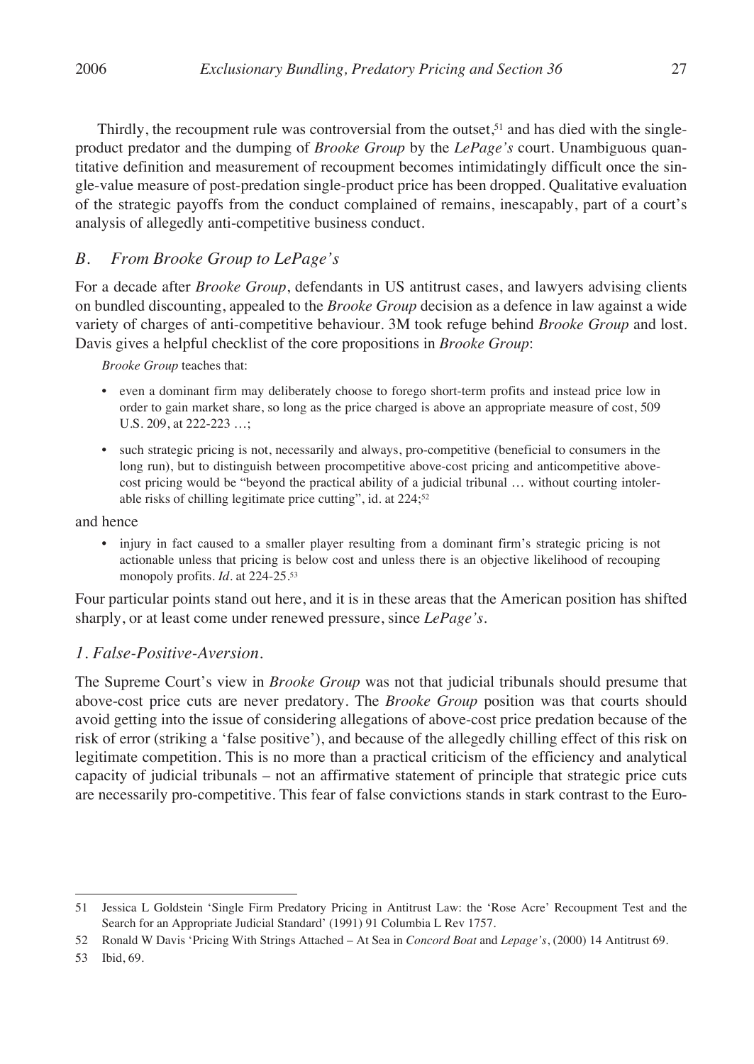Thirdly, the recoupment rule was controversial from the outset,[51] and has died with the single-product predator and the dumping of *Brooke Group* by the *LePage's* court. Unambiguous quantitative definition and measurement of recoupment becomes intimidatingly difficult once the single-value measure of post-predation single-product price has been dropped. Qualitative evaluation of the strategic payoffs from the conduct complained of remains, inescapably, part of a court's analysis of allegedly anti-competitive business conduct.

## *B. From Brooke Group to LePage's*

For a decade after *Brooke Group*, defendants in US antitrust cases, and lawyers advising clients on bundled discounting, appealed to the *Brooke Group* decision as a defence in law against a wide variety of charges of anti-competitive behaviour. 3M took refuge behind *Brooke Group* and lost. Davis gives a helpful checklist of the core propositions in *Brooke Group*:

> *Brooke Group* teaches that:
>
> - even a dominant firm may deliberately choose to forego short-term profits and instead price low in order to gain market share, so long as the price charged is above an appropriate measure of cost, 509 U.S. 209, at 222-223 …;
> - such strategic pricing is not, necessarily and always, pro-competitive (beneficial to consumers in the long run), but to distinguish between procompetitive above-cost pricing and anticompetitive above-cost pricing would be "beyond the practical ability of a judicial tribunal … without courting intolerable risks of chilling legitimate price cutting", id. at 224;[52]

and hence

> - injury in fact caused to a smaller player resulting from a dominant firm's strategic pricing is not actionable unless that pricing is below cost and unless there is an objective likelihood of recouping monopoly profits. *Id*. at 224-25.[53]

Four particular points stand out here, and it is in these areas that the American position has shifted sharply, or at least come under renewed pressure, since *LePage's*.

### *1. False-Positive-Aversion.*

The Supreme Court's view in *Brooke Group* was not that judicial tribunals should presume that above-cost price cuts are never predatory. The *Brooke Group* position was that courts should avoid getting into the issue of considering allegations of above-cost price predation because of the risk of error (striking a 'false positive'), and because of the allegedly chilling effect of this risk on legitimate competition. This is no more than a practical criticism of the efficiency and analytical capacity of judicial tribunals – not an affirmative statement of principle that strategic price cuts are necessarily pro-competitive. This fear of false convictions stands in stark contrast to the Euro-

---

51 Jessica L Goldstein 'Single Firm Predatory Pricing in Antitrust Law: the 'Rose Acre' Recoupment Test and the Search for an Appropriate Judicial Standard' (1991) 91 Columbia L Rev 1757.

52 Ronald W Davis 'Pricing With Strings Attached – At Sea in *Concord Boat* and *Lepage's*, (2000) 14 Antitrust 69.

53 Ibid, 69.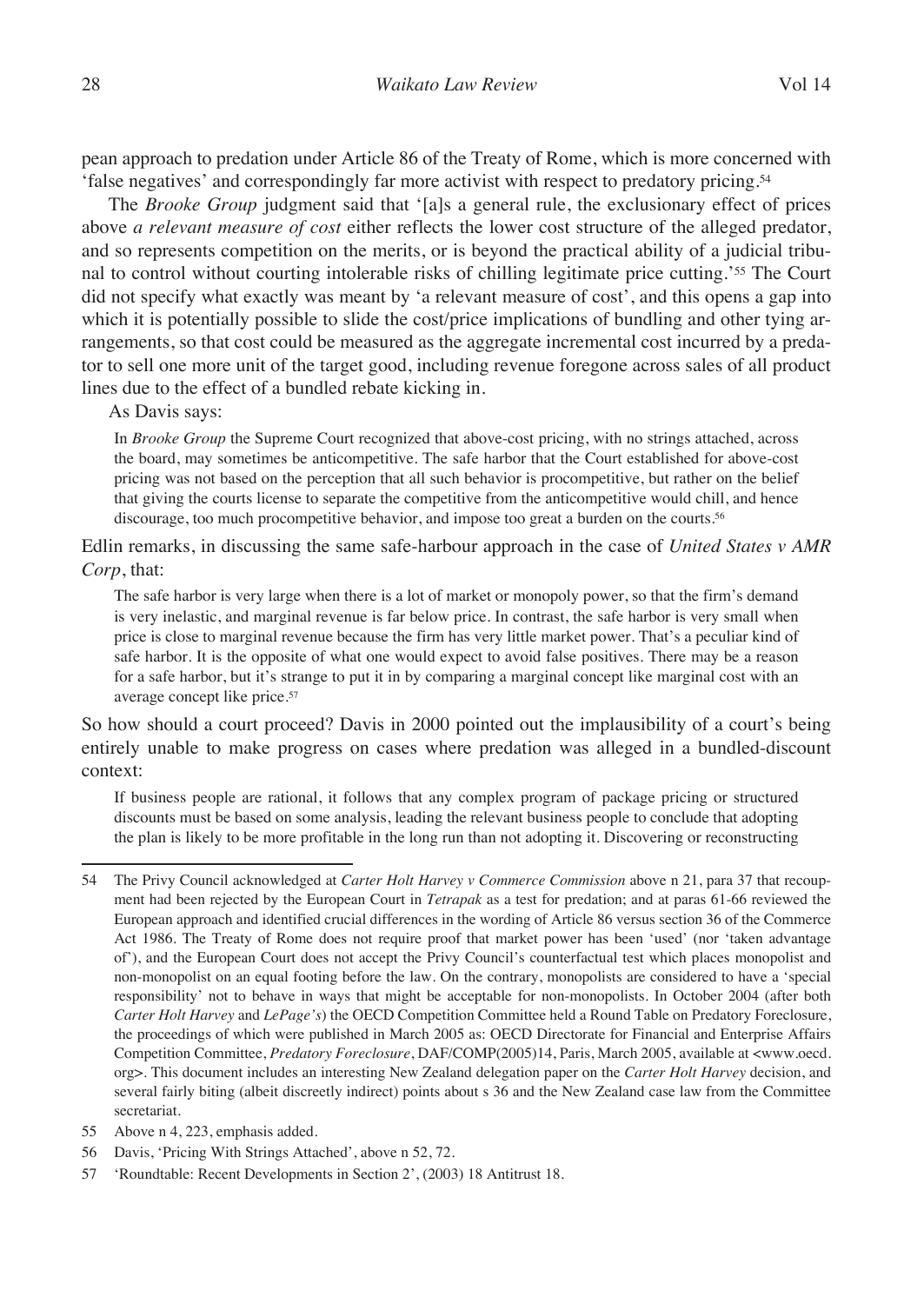pean approach to predation under Article 86 of the Treaty of Rome, which is more concerned with 'false negatives' and correspondingly far more activist with respect to predatory pricing.[54]

The *Brooke Group* judgment said that '[a]s a general rule, the exclusionary effect of prices above *a relevant measure of cost* either reflects the lower cost structure of the alleged predator, and so represents competition on the merits, or is beyond the practical ability of a judicial tribunal to control without courting intolerable risks of chilling legitimate price cutting.'[55] The Court did not specify what exactly was meant by 'a relevant measure of cost', and this opens a gap into which it is potentially possible to slide the cost/price implications of bundling and other tying arrangements, so that cost could be measured as the aggregate incremental cost incurred by a predator to sell one more unit of the target good, including revenue foregone across sales of all product lines due to the effect of a bundled rebate kicking in.

As Davis says:

> In *Brooke Group* the Supreme Court recognized that above-cost pricing, with no strings attached, across the board, may sometimes be anticompetitive. The safe harbor that the Court established for above-cost pricing was not based on the perception that all such behavior is procompetitive, but rather on the belief that giving the courts license to separate the competitive from the anticompetitive would chill, and hence discourage, too much procompetitive behavior, and impose too great a burden on the courts.[56]

Edlin remarks, in discussing the same safe-harbour approach in the case of *United States v AMR Corp*, that:

> The safe harbor is very large when there is a lot of market or monopoly power, so that the firm's demand is very inelastic, and marginal revenue is far below price. In contrast, the safe harbor is very small when price is close to marginal revenue because the firm has very little market power. That's a peculiar kind of safe harbor. It is the opposite of what one would expect to avoid false positives. There may be a reason for a safe harbor, but it's strange to put it in by comparing a marginal concept like marginal cost with an average concept like price.[57]

So how should a court proceed? Davis in 2000 pointed out the implausibility of a court's being entirely unable to make progress on cases where predation was alleged in a bundled-discount context:

> If business people are rational, it follows that any complex program of package pricing or structured discounts must be based on some analysis, leading the relevant business people to conclude that adopting the plan is likely to be more profitable in the long run than not adopting it. Discovering or reconstructing

---

54 The Privy Council acknowledged at *Carter Holt Harvey v Commerce Commission* above n 21, para 37 that recoupment had been rejected by the European Court in *Tetrapak* as a test for predation; and at paras 61-66 reviewed the European approach and identified crucial differences in the wording of Article 86 versus section 36 of the Commerce Act 1986. The Treaty of Rome does not require proof that market power has been 'used' (nor 'taken advantage of'), and the European Court does not accept the Privy Council's counterfactual test which places monopolist and non-monopolist on an equal footing before the law. On the contrary, monopolists are considered to have a 'special responsibility' not to behave in ways that might be acceptable for non-monopolists. In October 2004 (after both *Carter Holt Harvey* and *LePage's*) the OECD Competition Committee held a Round Table on Predatory Foreclosure, the proceedings of which were published in March 2005 as: OECD Directorate for Financial and Enterprise Affairs Competition Committee, *Predatory Foreclosure*, DAF/COMP(2005)14, Paris, March 2005, available at <www.oecd.org>. This document includes an interesting New Zealand delegation paper on the *Carter Holt Harvey* decision, and several fairly biting (albeit discreetly indirect) points about s 36 and the New Zealand case law from the Committee secretariat.

55 Above n 4, 223, emphasis added.

56 Davis, 'Pricing With Strings Attached', above n 52, 72.

57 'Roundtable: Recent Developments in Section 2', (2003) 18 Antitrust 18.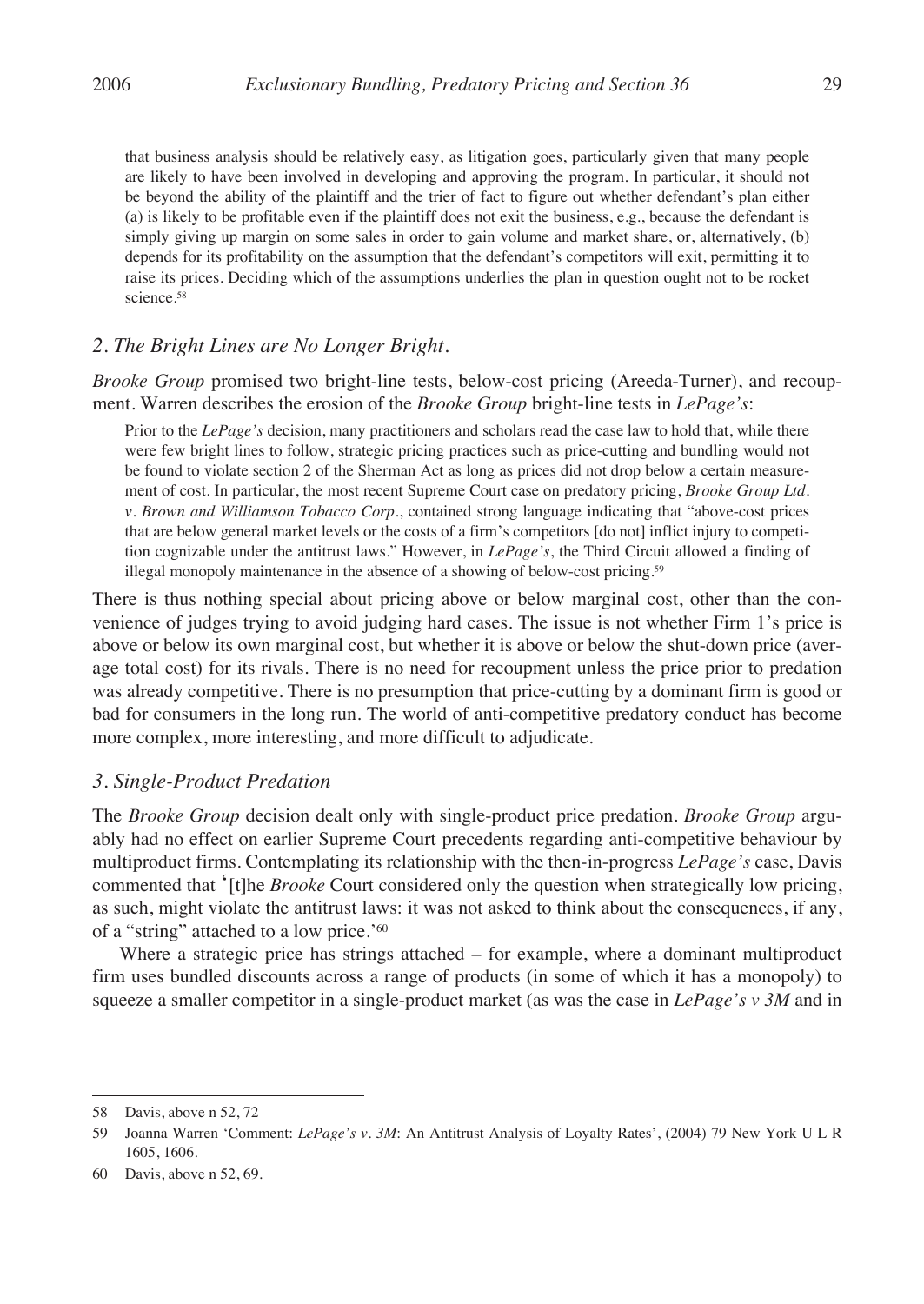> that business analysis should be relatively easy, as litigation goes, particularly given that many people are likely to have been involved in developing and approving the program. In particular, it should not be beyond the ability of the plaintiff and the trier of fact to figure out whether defendant's plan either (a) is likely to be profitable even if the plaintiff does not exit the business, e.g., because the defendant is simply giving up margin on some sales in order to gain volume and market share, or, alternatively, (b) depends for its profitability on the assumption that the defendant's competitors will exit, permitting it to raise its prices. Deciding which of the assumptions underlies the plan in question ought not to be rocket science.[58]

### *2. The Bright Lines are No Longer Bright.*

*Brooke Group* promised two bright-line tests, below-cost pricing (Areeda-Turner), and recoupment. Warren describes the erosion of the *Brooke Group* bright-line tests in *LePage's*:

> Prior to the *LePage's* decision, many practitioners and scholars read the case law to hold that, while there were few bright lines to follow, strategic pricing practices such as price-cutting and bundling would not be found to violate section 2 of the Sherman Act as long as prices did not drop below a certain measurement of cost. In particular, the most recent Supreme Court case on predatory pricing, *Brooke Group Ltd. v. Brown and Williamson Tobacco Corp.*, contained strong language indicating that "above-cost prices that are below general market levels or the costs of a firm's competitors [do not] inflict injury to competition cognizable under the antitrust laws." However, in *LePage's*, the Third Circuit allowed a finding of illegal monopoly maintenance in the absence of a showing of below-cost pricing.[59]

There is thus nothing special about pricing above or below marginal cost, other than the convenience of judges trying to avoid judging hard cases. The issue is not whether Firm 1's price is above or below its own marginal cost, but whether it is above or below the shut-down price (average total cost) for its rivals. There is no need for recoupment unless the price prior to predation was already competitive. There is no presumption that price-cutting by a dominant firm is good or bad for consumers in the long run. The world of anti-competitive predatory conduct has become more complex, more interesting, and more difficult to adjudicate.

### *3. Single-Product Predation*

The *Brooke Group* decision dealt only with single-product price predation. *Brooke Group* arguably had no effect on earlier Supreme Court precedents regarding anti-competitive behaviour by multiproduct firms. Contemplating its relationship with the then-in-progress *LePage's* case, Davis commented that '[t]he *Brooke* Court considered only the question when strategically low pricing, as such, might violate the antitrust laws: it was not asked to think about the consequences, if any, of a "string" attached to a low price.'[60]

Where a strategic price has strings attached – for example, where a dominant multiproduct firm uses bundled discounts across a range of products (in some of which it has a monopoly) to squeeze a smaller competitor in a single-product market (as was the case in *LePage's v 3M* and in

---

58 Davis, above n 52, 72

59 Joanna Warren 'Comment: *LePage's v. 3M*: An Antitrust Analysis of Loyalty Rates', (2004) 79 New York U L R 1605, 1606.

60 Davis, above n 52, 69.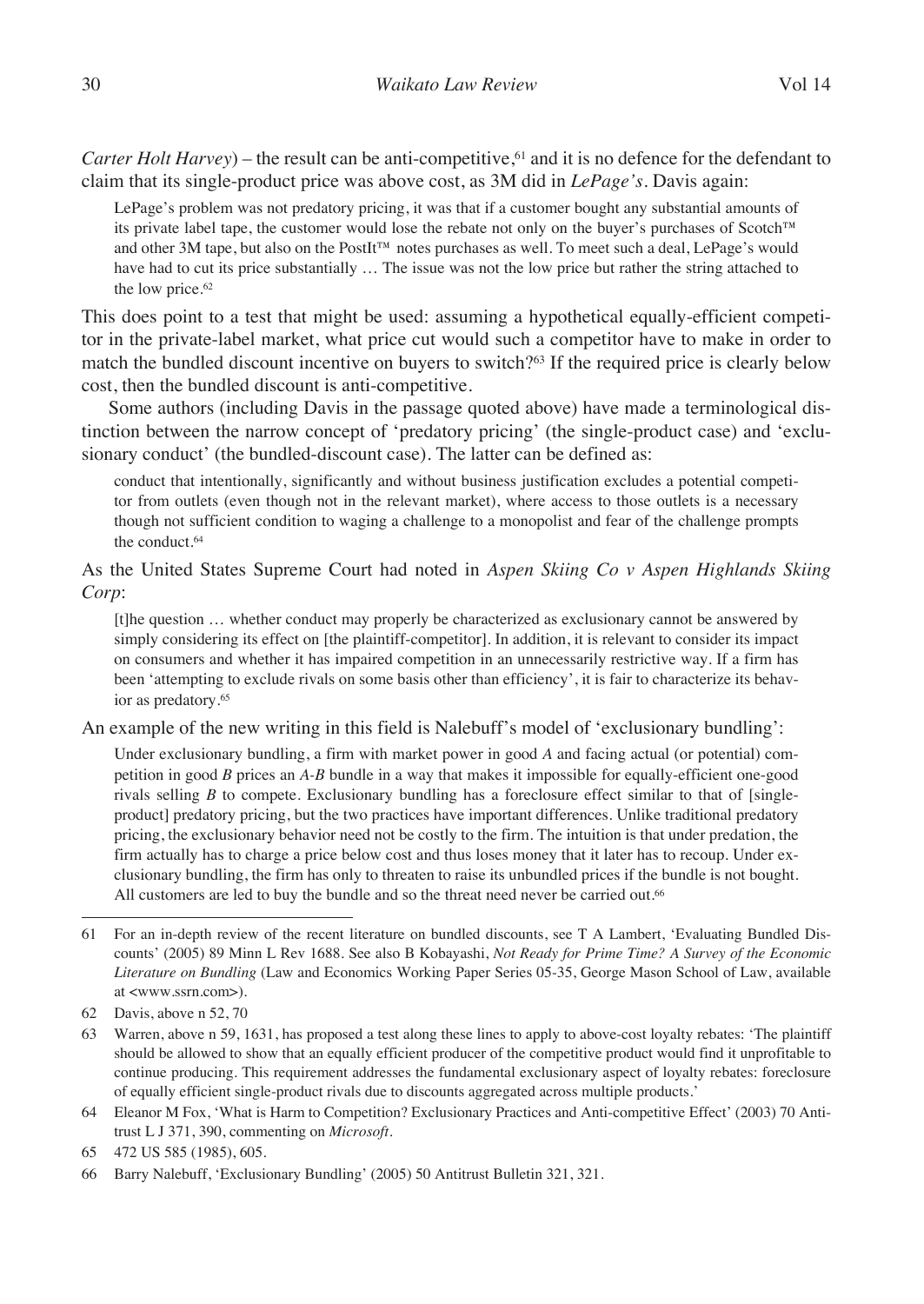*Carter Holt Harvey*) – the result can be anti-competitive,[61] and it is no defence for the defendant to claim that its single-product price was above cost, as 3M did in *LePage's*. Davis again:

> LePage's problem was not predatory pricing, it was that if a customer bought any substantial amounts of its private label tape, the customer would lose the rebate not only on the buyer's purchases of Scotch™ and other 3M tape, but also on the PostIt™ notes purchases as well. To meet such a deal, LePage's would have had to cut its price substantially … The issue was not the low price but rather the string attached to the low price.[62]

This does point to a test that might be used: assuming a hypothetical equally-efficient competitor in the private-label market, what price cut would such a competitor have to make in order to match the bundled discount incentive on buyers to switch?[63] If the required price is clearly below cost, then the bundled discount is anti-competitive.

Some authors (including Davis in the passage quoted above) have made a terminological distinction between the narrow concept of 'predatory pricing' (the single-product case) and 'exclusionary conduct' (the bundled-discount case). The latter can be defined as:

> conduct that intentionally, significantly and without business justification excludes a potential competitor from outlets (even though not in the relevant market), where access to those outlets is a necessary though not sufficient condition to waging a challenge to a monopolist and fear of the challenge prompts the conduct.[64]

As the United States Supreme Court had noted in *Aspen Skiing Co v Aspen Highlands Skiing Corp*:

> [t]he question … whether conduct may properly be characterized as exclusionary cannot be answered by simply considering its effect on [the plaintiff-competitor]. In addition, it is relevant to consider its impact on consumers and whether it has impaired competition in an unnecessarily restrictive way. If a firm has been 'attempting to exclude rivals on some basis other than efficiency', it is fair to characterize its behavior as predatory.[65]

An example of the new writing in this field is Nalebuff's model of 'exclusionary bundling':

> Under exclusionary bundling, a firm with market power in good *A* and facing actual (or potential) competition in good *B* prices an *A-B* bundle in a way that makes it impossible for equally-efficient one-good rivals selling *B* to compete. Exclusionary bundling has a foreclosure effect similar to that of [single-product] predatory pricing, but the two practices have important differences. Unlike traditional predatory pricing, the exclusionary behavior need not be costly to the firm. The intuition is that under predation, the firm actually has to charge a price below cost and thus loses money that it later has to recoup. Under exclusionary bundling, the firm has only to threaten to raise its unbundled prices if the bundle is not bought. All customers are led to buy the bundle and so the threat need never be carried out.[66]

---

61 For an in-depth review of the recent literature on bundled discounts, see T A Lambert, 'Evaluating Bundled Discounts' (2005) 89 Minn L Rev 1688. See also B Kobayashi, *Not Ready for Prime Time? A Survey of the Economic Literature on Bundling* (Law and Economics Working Paper Series 05-35, George Mason School of Law, available at <www.ssrn.com>).

62 Davis, above n 52, 70

63 Warren, above n 59, 1631, has proposed a test along these lines to apply to above-cost loyalty rebates: 'The plaintiff should be allowed to show that an equally efficient producer of the competitive product would find it unprofitable to continue producing. This requirement addresses the fundamental exclusionary aspect of loyalty rebates: foreclosure of equally efficient single-product rivals due to discounts aggregated across multiple products.'

64 Eleanor M Fox, 'What is Harm to Competition? Exclusionary Practices and Anti-competitive Effect' (2003) 70 Antitrust L J 371, 390, commenting on *Microsoft*.

65 472 US 585 (1985), 605.

66 Barry Nalebuff, 'Exclusionary Bundling' (2005) 50 Antitrust Bulletin 321, 321.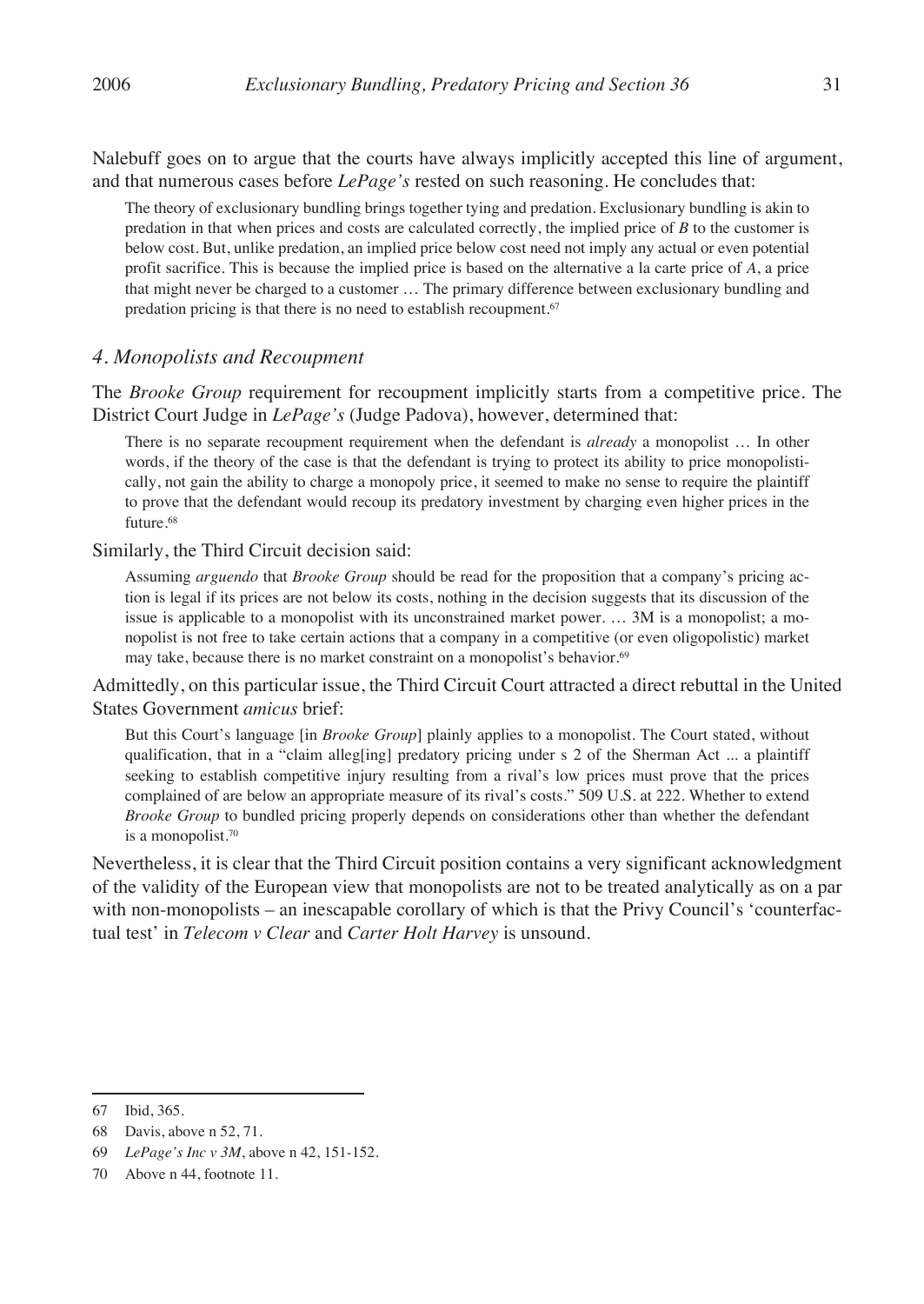Nalebuff goes on to argue that the courts have always implicitly accepted this line of argument, and that numerous cases before *LePage's* rested on such reasoning. He concludes that:

> The theory of exclusionary bundling brings together tying and predation. Exclusionary bundling is akin to predation in that when prices and costs are calculated correctly, the implied price of *B* to the customer is below cost. But, unlike predation, an implied price below cost need not imply any actual or even potential profit sacrifice. This is because the implied price is based on the alternative a la carte price of *A*, a price that might never be charged to a customer … The primary difference between exclusionary bundling and predation pricing is that there is no need to establish recoupment.[67]

### *4. Monopolists and Recoupment*

The *Brooke Group* requirement for recoupment implicitly starts from a competitive price. The District Court Judge in *LePage's* (Judge Padova), however, determined that:

> There is no separate recoupment requirement when the defendant is *already* a monopolist … In other words, if the theory of the case is that the defendant is trying to protect its ability to price monopolistically, not gain the ability to charge a monopoly price, it seemed to make no sense to require the plaintiff to prove that the defendant would recoup its predatory investment by charging even higher prices in the future.[68]

Similarly, the Third Circuit decision said:

> Assuming *arguendo* that *Brooke Group* should be read for the proposition that a company's pricing action is legal if its prices are not below its costs, nothing in the decision suggests that its discussion of the issue is applicable to a monopolist with its unconstrained market power. … 3M is a monopolist; a monopolist is not free to take certain actions that a company in a competitive (or even oligopolistic) market may take, because there is no market constraint on a monopolist's behavior.[69]

Admittedly, on this particular issue, the Third Circuit Court attracted a direct rebuttal in the United States Government *amicus* brief:

> But this Court's language [in *Brooke Group*] plainly applies to a monopolist. The Court stated, without qualification, that in a "claim alleg[ing] predatory pricing under s 2 of the Sherman Act ... a plaintiff seeking to establish competitive injury resulting from a rival's low prices must prove that the prices complained of are below an appropriate measure of its rival's costs." 509 U.S. at 222. Whether to extend *Brooke Group* to bundled pricing properly depends on considerations other than whether the defendant is a monopolist.[70]

Nevertheless, it is clear that the Third Circuit position contains a very significant acknowledgment of the validity of the European view that monopolists are not to be treated analytically as on a par with non-monopolists – an inescapable corollary of which is that the Privy Council's 'counterfactual test' in *Telecom v Clear* and *Carter Holt Harvey* is unsound.

---

67 Ibid, 365.

68 Davis, above n 52, 71.

69 *LePage's Inc v 3M*, above n 42, 151-152.

70 Above n 44, footnote 11.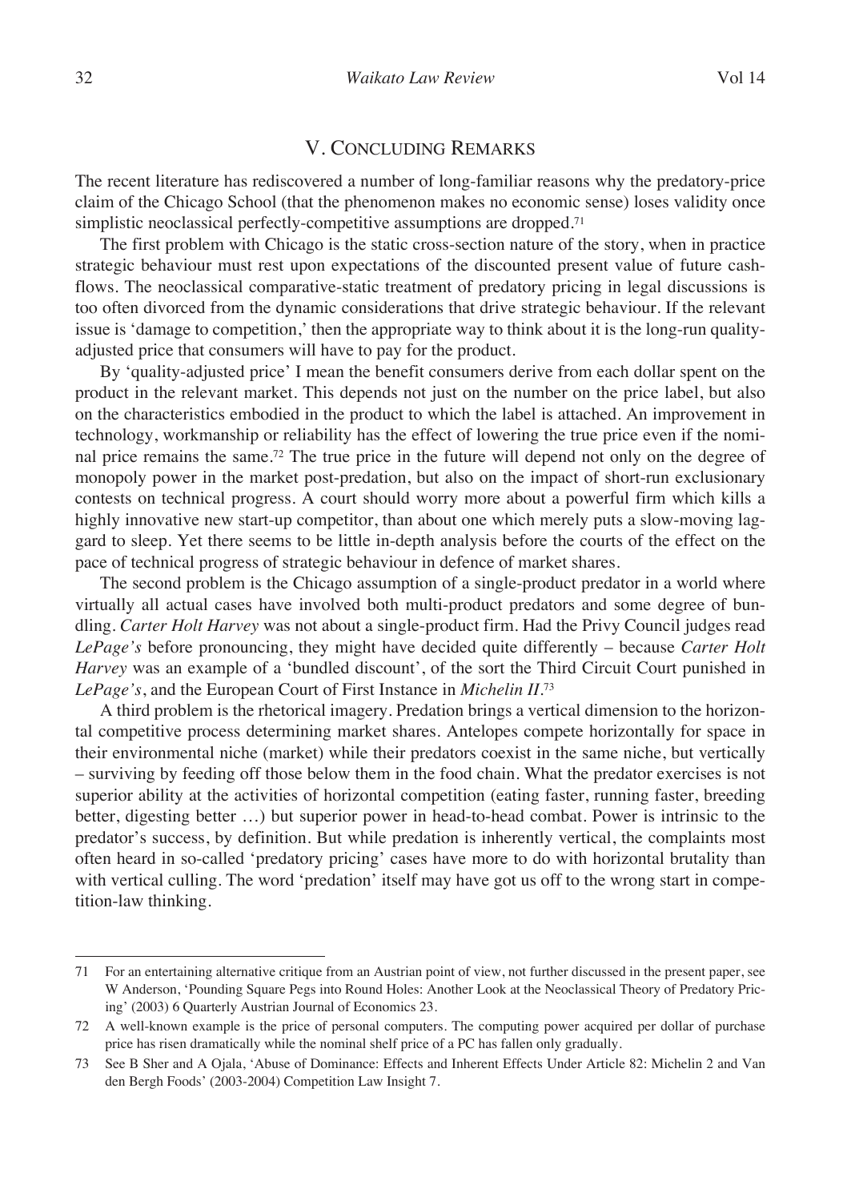## V. Concluding Remarks

The recent literature has rediscovered a number of long-familiar reasons why the predatory-price claim of the Chicago School (that the phenomenon makes no economic sense) loses validity once simplistic neoclassical perfectly-competitive assumptions are dropped.[71]

The first problem with Chicago is the static cross-section nature of the story, when in practice strategic behaviour must rest upon expectations of the discounted present value of future cash-flows. The neoclassical comparative-static treatment of predatory pricing in legal discussions is too often divorced from the dynamic considerations that drive strategic behaviour. If the relevant issue is 'damage to competition,' then the appropriate way to think about it is the long-run quality-adjusted price that consumers will have to pay for the product.

By 'quality-adjusted price' I mean the benefit consumers derive from each dollar spent on the product in the relevant market. This depends not just on the number on the price label, but also on the characteristics embodied in the product to which the label is attached. An improvement in technology, workmanship or reliability has the effect of lowering the true price even if the nominal price remains the same.[72] The true price in the future will depend not only on the degree of monopoly power in the market post-predation, but also on the impact of short-run exclusionary contests on technical progress. A court should worry more about a powerful firm which kills a highly innovative new start-up competitor, than about one which merely puts a slow-moving laggard to sleep. Yet there seems to be little in-depth analysis before the courts of the effect on the pace of technical progress of strategic behaviour in defence of market shares.

The second problem is the Chicago assumption of a single-product predator in a world where virtually all actual cases have involved both multi-product predators and some degree of bundling. *Carter Holt Harvey* was not about a single-product firm. Had the Privy Council judges read *LePage's* before pronouncing, they might have decided quite differently – because *Carter Holt Harvey* was an example of a 'bundled discount', of the sort the Third Circuit Court punished in *LePage's*, and the European Court of First Instance in *Michelin II*.[73]

A third problem is the rhetorical imagery. Predation brings a vertical dimension to the horizontal competitive process determining market shares. Antelopes compete horizontally for space in their environmental niche (market) while their predators coexist in the same niche, but vertically – surviving by feeding off those below them in the food chain. What the predator exercises is not superior ability at the activities of horizontal competition (eating faster, running faster, breeding better, digesting better …) but superior power in head-to-head combat. Power is intrinsic to the predator's success, by definition. But while predation is inherently vertical, the complaints most often heard in so-called 'predatory pricing' cases have more to do with horizontal brutality than with vertical culling. The word 'predation' itself may have got us off to the wrong start in competition-law thinking.

---

71 For an entertaining alternative critique from an Austrian point of view, not further discussed in the present paper, see W Anderson, 'Pounding Square Pegs into Round Holes: Another Look at the Neoclassical Theory of Predatory Pricing' (2003) 6 Quarterly Austrian Journal of Economics 23.

72 A well-known example is the price of personal computers. The computing power acquired per dollar of purchase price has risen dramatically while the nominal shelf price of a PC has fallen only gradually.

73 See B Sher and A Ojala, 'Abuse of Dominance: Effects and Inherent Effects Under Article 82: Michelin 2 and Van den Bergh Foods' (2003-2004) Competition Law Insight 7.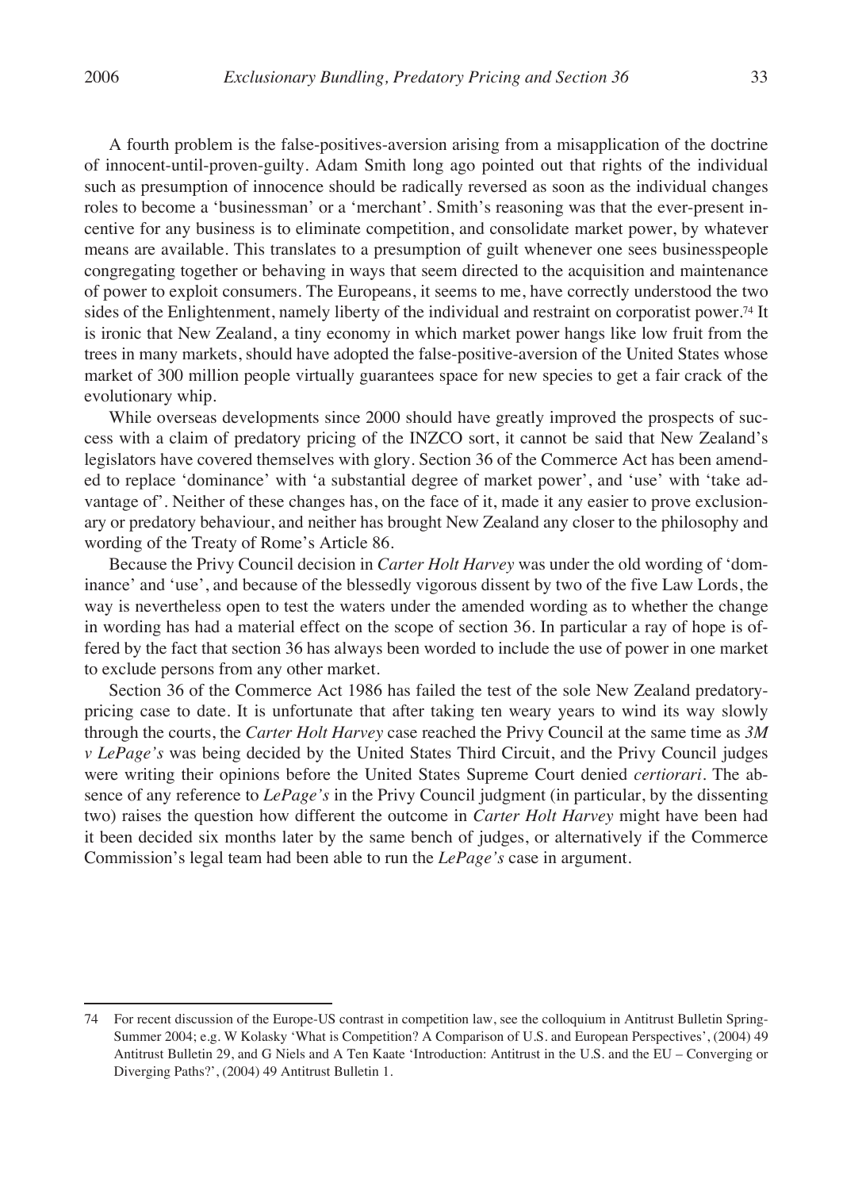A fourth problem is the false-positives-aversion arising from a misapplication of the doctrine of innocent-until-proven-guilty. Adam Smith long ago pointed out that rights of the individual such as presumption of innocence should be radically reversed as soon as the individual changes roles to become a 'businessman' or a 'merchant'. Smith's reasoning was that the ever-present incentive for any business is to eliminate competition, and consolidate market power, by whatever means are available. This translates to a presumption of guilt whenever one sees businesspeople congregating together or behaving in ways that seem directed to the acquisition and maintenance of power to exploit consumers. The Europeans, it seems to me, have correctly understood the two sides of the Enlightenment, namely liberty of the individual and restraint on corporatist power.[74] It is ironic that New Zealand, a tiny economy in which market power hangs like low fruit from the trees in many markets, should have adopted the false-positive-aversion of the United States whose market of 300 million people virtually guarantees space for new species to get a fair crack of the evolutionary whip.

While overseas developments since 2000 should have greatly improved the prospects of success with a claim of predatory pricing of the INZCO sort, it cannot be said that New Zealand's legislators have covered themselves with glory. Section 36 of the Commerce Act has been amended to replace 'dominance' with 'a substantial degree of market power', and 'use' with 'take advantage of'. Neither of these changes has, on the face of it, made it any easier to prove exclusionary or predatory behaviour, and neither has brought New Zealand any closer to the philosophy and wording of the Treaty of Rome's Article 86.

Because the Privy Council decision in *Carter Holt Harvey* was under the old wording of 'dominance' and 'use', and because of the blessedly vigorous dissent by two of the five Law Lords, the way is nevertheless open to test the waters under the amended wording as to whether the change in wording has had a material effect on the scope of section 36. In particular a ray of hope is offered by the fact that section 36 has always been worded to include the use of power in one market to exclude persons from any other market.

Section 36 of the Commerce Act 1986 has failed the test of the sole New Zealand predatory-pricing case to date. It is unfortunate that after taking ten weary years to wind its way slowly through the courts, the *Carter Holt Harvey* case reached the Privy Council at the same time as *3M v LePage's* was being decided by the United States Third Circuit, and the Privy Council judges were writing their opinions before the United States Supreme Court denied *certiorari*. The absence of any reference to *LePage's* in the Privy Council judgment (in particular, by the dissenting two) raises the question how different the outcome in *Carter Holt Harvey* might have been had it been decided six months later by the same bench of judges, or alternatively if the Commerce Commission's legal team had been able to run the *LePage's* case in argument.

---

74 For recent discussion of the Europe-US contrast in competition law, see the colloquium in Antitrust Bulletin Spring-Summer 2004; e.g. W Kolasky 'What is Competition? A Comparison of U.S. and European Perspectives', (2004) 49 Antitrust Bulletin 29, and G Niels and A Ten Kaate 'Introduction: Antitrust in the U.S. and the EU – Converging or Diverging Paths?', (2004) 49 Antitrust Bulletin 1.